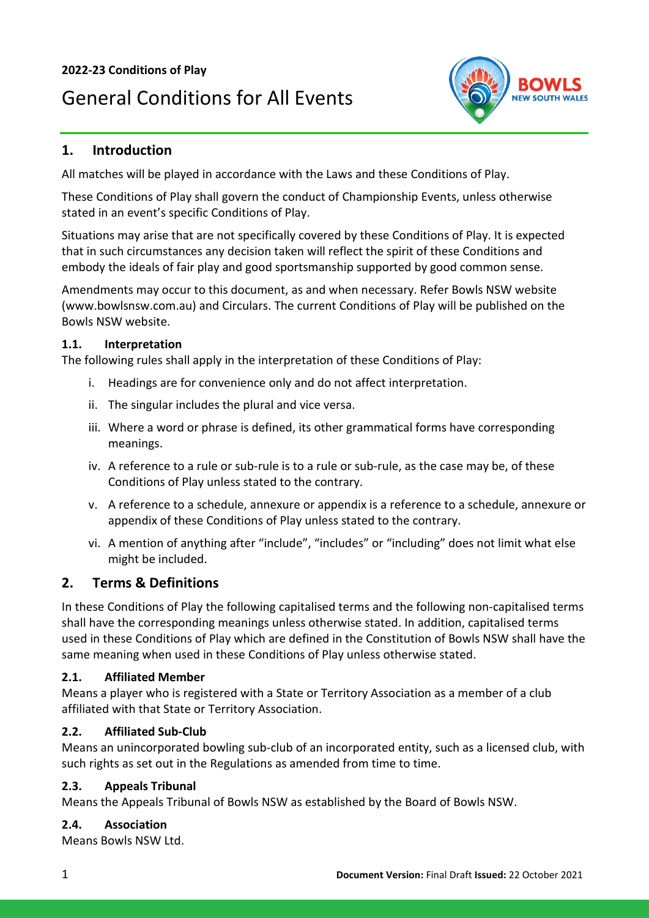**2022-23 Conditions of Play**

# General Conditions for All Events

## 1. Introduction

All matches will be played in accordance with the Laws and these Conditions of Play.

These Conditions of Play shall govern the conduct of Championship Events, unless otherwise stated in an event's specific Conditions of Play.

Situations may arise that are not specifically covered by these Conditions of Play. It is expected that in such circumstances any decision taken will reflect the spirit of these Conditions and embody the ideals of fair play and good sportsmanship supported by good common sense.

Amendments may occur to this document, as and when necessary. Refer Bowls NSW website (www.bowlsnsw.com.au) and Circulars. The current Conditions of Play will be published on the Bowls NSW website.

### 1.1. Interpretation

The following rules shall apply in the interpretation of these Conditions of Play:

i. Headings are for convenience only and do not affect interpretation.

ii. The singular includes the plural and vice versa.

iii. Where a word or phrase is defined, its other grammatical forms have corresponding meanings.

iv. A reference to a rule or sub-rule is to a rule or sub-rule, as the case may be, of these Conditions of Play unless stated to the contrary.

v. A reference to a schedule, annexure or appendix is a reference to a schedule, annexure or appendix of these Conditions of Play unless stated to the contrary.

vi. A mention of anything after "include", "includes" or "including" does not limit what else might be included.

## 2. Terms & Definitions

In these Conditions of Play the following capitalised terms and the following non-capitalised terms shall have the corresponding meanings unless otherwise stated. In addition, capitalised terms used in these Conditions of Play which are defined in the Constitution of Bowls NSW shall have the same meaning when used in these Conditions of Play unless otherwise stated.

### 2.1. Affiliated Member

Means a player who is registered with a State or Territory Association as a member of a club affiliated with that State or Territory Association.

### 2.2. Affiliated Sub-Club

Means an unincorporated bowling sub-club of an incorporated entity, such as a licensed club, with such rights as set out in the Regulations as amended from time to time.

### 2.3. Appeals Tribunal

Means the Appeals Tribunal of Bowls NSW as established by the Board of Bowls NSW.

### 2.4. Association

Means Bowls NSW Ltd.

**Document Version:** Final Draft **Issued:** 22 October 2021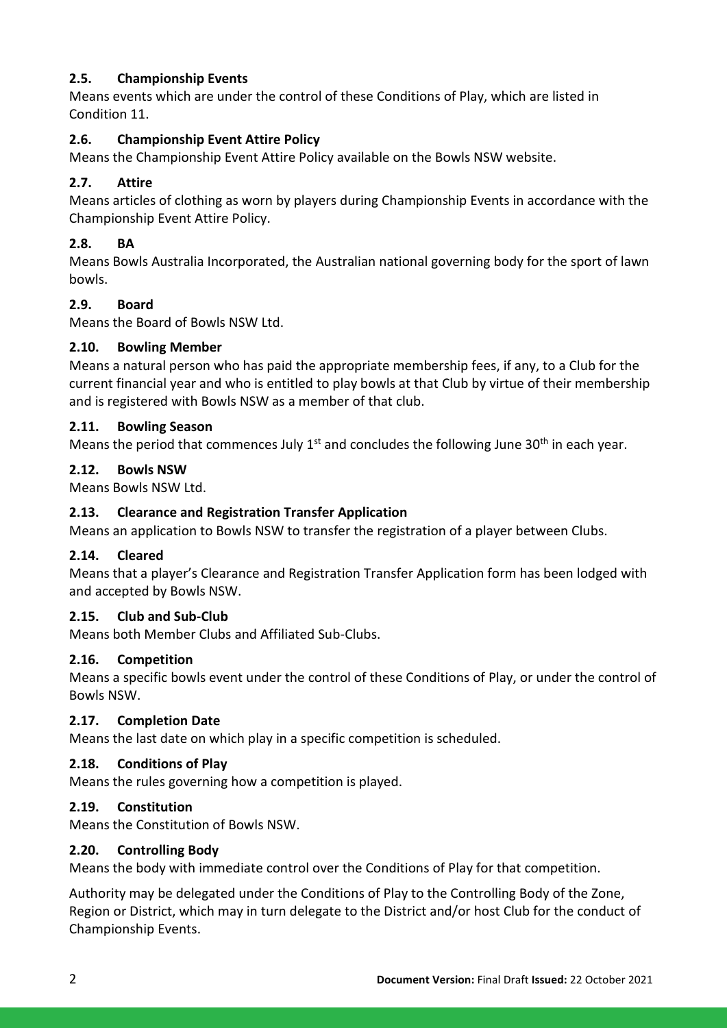### 2.5. Championship Events

Means events which are under the control of these Conditions of Play, which are listed in Condition 11.

### 2.6. Championship Event Attire Policy

Means the Championship Event Attire Policy available on the Bowls NSW website.

### 2.7. Attire

Means articles of clothing as worn by players during Championship Events in accordance with the Championship Event Attire Policy.

### 2.8. BA

Means Bowls Australia Incorporated, the Australian national governing body for the sport of lawn bowls.

### 2.9. Board

Means the Board of Bowls NSW Ltd.

### 2.10. Bowling Member

Means a natural person who has paid the appropriate membership fees, if any, to a Club for the current financial year and who is entitled to play bowls at that Club by virtue of their membership and is registered with Bowls NSW as a member of that club.

### 2.11. Bowling Season

Means the period that commences July 1st and concludes the following June 30th in each year.

### 2.12. Bowls NSW

Means Bowls NSW Ltd.

### 2.13. Clearance and Registration Transfer Application

Means an application to Bowls NSW to transfer the registration of a player between Clubs.

### 2.14. Cleared

Means that a player's Clearance and Registration Transfer Application form has been lodged with and accepted by Bowls NSW.

### 2.15. Club and Sub-Club

Means both Member Clubs and Affiliated Sub-Clubs.

### 2.16. Competition

Means a specific bowls event under the control of these Conditions of Play, or under the control of Bowls NSW.

### 2.17. Completion Date

Means the last date on which play in a specific competition is scheduled.

### 2.18. Conditions of Play

Means the rules governing how a competition is played.

### 2.19. Constitution

Means the Constitution of Bowls NSW.

### 2.20. Controlling Body

Means the body with immediate control over the Conditions of Play for that competition.

Authority may be delegated under the Conditions of Play to the Controlling Body of the Zone, Region or District, which may in turn delegate to the District and/or host Club for the conduct of Championship Events.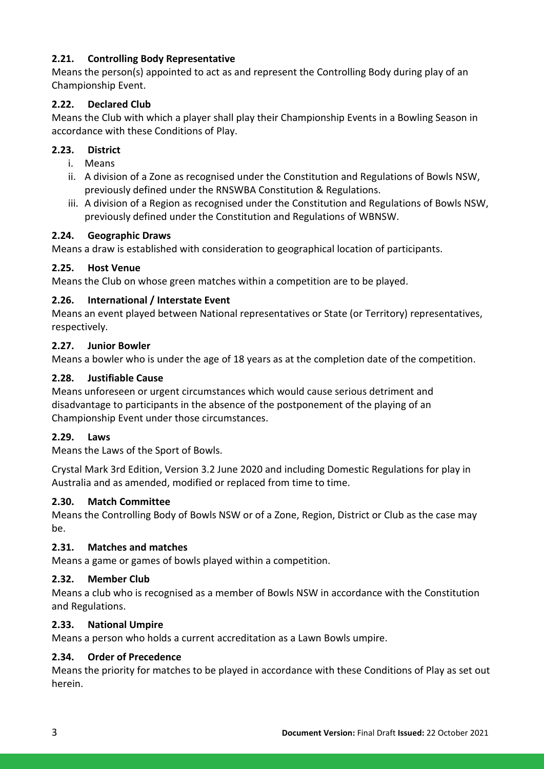### 2.21. Controlling Body Representative

Means the person(s) appointed to act as and represent the Controlling Body during play of an Championship Event.

### 2.22. Declared Club

Means the Club with which a player shall play their Championship Events in a Bowling Season in accordance with these Conditions of Play.

### 2.23. District

i. Means
ii. A division of a Zone as recognised under the Constitution and Regulations of Bowls NSW, previously defined under the RNSWBA Constitution & Regulations.
iii. A division of a Region as recognised under the Constitution and Regulations of Bowls NSW, previously defined under the Constitution and Regulations of WBNSW.

### 2.24. Geographic Draws

Means a draw is established with consideration to geographical location of participants.

### 2.25. Host Venue

Means the Club on whose green matches within a competition are to be played.

### 2.26. International / Interstate Event

Means an event played between National representatives or State (or Territory) representatives, respectively.

### 2.27. Junior Bowler

Means a bowler who is under the age of 18 years as at the completion date of the competition.

### 2.28. Justifiable Cause

Means unforeseen or urgent circumstances which would cause serious detriment and disadvantage to participants in the absence of the postponement of the playing of an Championship Event under those circumstances.

### 2.29. Laws

Means the Laws of the Sport of Bowls.

Crystal Mark 3rd Edition, Version 3.2 June 2020 and including Domestic Regulations for play in Australia and as amended, modified or replaced from time to time.

### 2.30. Match Committee

Means the Controlling Body of Bowls NSW or of a Zone, Region, District or Club as the case may be.

### 2.31. Matches and matches

Means a game or games of bowls played within a competition.

### 2.32. Member Club

Means a club who is recognised as a member of Bowls NSW in accordance with the Constitution and Regulations.

### 2.33. National Umpire

Means a person who holds a current accreditation as a Lawn Bowls umpire.

### 2.34. Order of Precedence

Means the priority for matches to be played in accordance with these Conditions of Play as set out herein.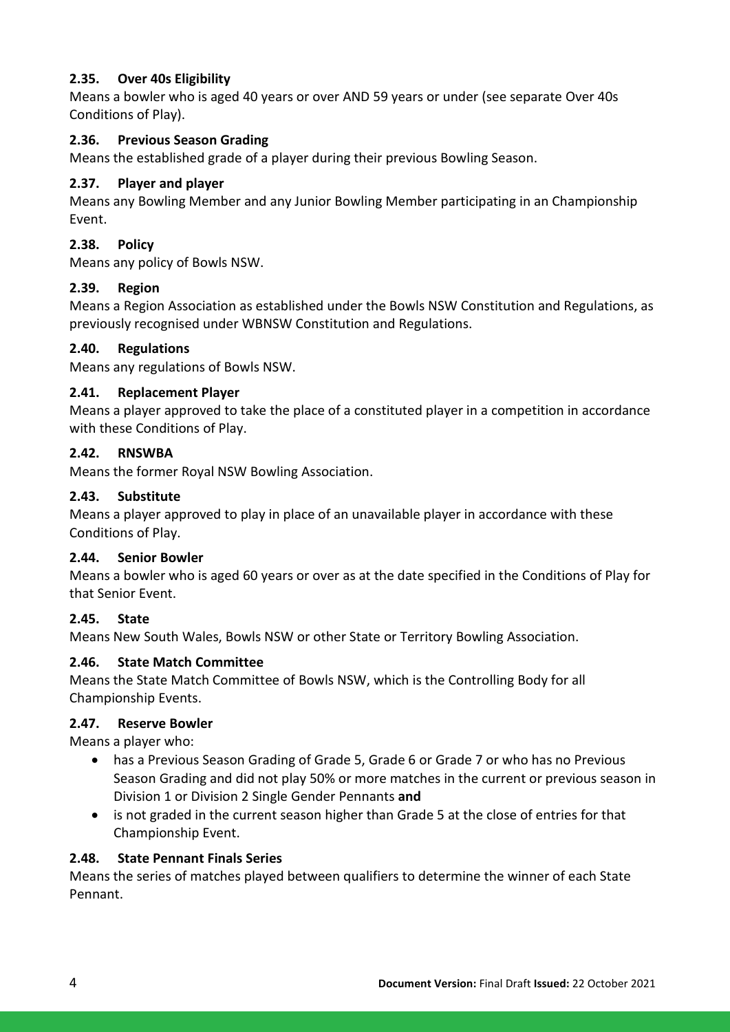### 2.35. Over 40s Eligibility

Means a bowler who is aged 40 years or over AND 59 years or under (see separate Over 40s Conditions of Play).

### 2.36. Previous Season Grading

Means the established grade of a player during their previous Bowling Season.

### 2.37. Player and player

Means any Bowling Member and any Junior Bowling Member participating in an Championship Event.

### 2.38. Policy

Means any policy of Bowls NSW.

### 2.39. Region

Means a Region Association as established under the Bowls NSW Constitution and Regulations, as previously recognised under WBNSW Constitution and Regulations.

### 2.40. Regulations

Means any regulations of Bowls NSW.

### 2.41. Replacement Player

Means a player approved to take the place of a constituted player in a competition in accordance with these Conditions of Play.

### 2.42. RNSWBA

Means the former Royal NSW Bowling Association.

### 2.43. Substitute

Means a player approved to play in place of an unavailable player in accordance with these Conditions of Play.

### 2.44. Senior Bowler

Means a bowler who is aged 60 years or over as at the date specified in the Conditions of Play for that Senior Event.

### 2.45. State

Means New South Wales, Bowls NSW or other State or Territory Bowling Association.

### 2.46. State Match Committee

Means the State Match Committee of Bowls NSW, which is the Controlling Body for all Championship Events.

### 2.47. Reserve Bowler

Means a player who:

- has a Previous Season Grading of Grade 5, Grade 6 or Grade 7 or who has no Previous Season Grading and did not play 50% or more matches in the current or previous season in Division 1 or Division 2 Single Gender Pennants **and**
- is not graded in the current season higher than Grade 5 at the close of entries for that Championship Event.

### 2.48. State Pennant Finals Series

Means the series of matches played between qualifiers to determine the winner of each State Pennant.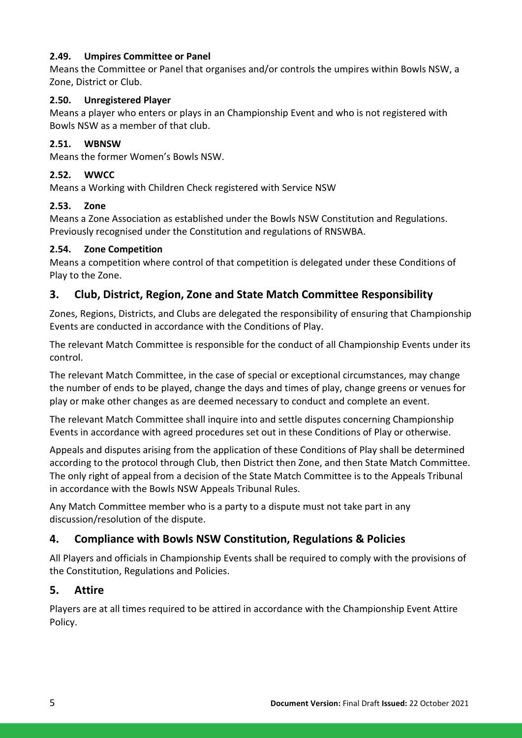#### 2.49. Umpires Committee or Panel

Means the Committee or Panel that organises and/or controls the umpires within Bowls NSW, a Zone, District or Club.

#### 2.50. Unregistered Player

Means a player who enters or plays in an Championship Event and who is not registered with Bowls NSW as a member of that club.

#### 2.51. WBNSW

Means the former Women's Bowls NSW.

#### 2.52. WWCC

Means a Working with Children Check registered with Service NSW

#### 2.53. Zone

Means a Zone Association as established under the Bowls NSW Constitution and Regulations. Previously recognised under the Constitution and regulations of RNSWBA.

#### 2.54. Zone Competition

Means a competition where control of that competition is delegated under these Conditions of Play to the Zone.

## 3. Club, District, Region, Zone and State Match Committee Responsibility

Zones, Regions, Districts, and Clubs are delegated the responsibility of ensuring that Championship Events are conducted in accordance with the Conditions of Play.

The relevant Match Committee is responsible for the conduct of all Championship Events under its control.

The relevant Match Committee, in the case of special or exceptional circumstances, may change the number of ends to be played, change the days and times of play, change greens or venues for play or make other changes as are deemed necessary to conduct and complete an event.

The relevant Match Committee shall inquire into and settle disputes concerning Championship Events in accordance with agreed procedures set out in these Conditions of Play or otherwise.

Appeals and disputes arising from the application of these Conditions of Play shall be determined according to the protocol through Club, then District then Zone, and then State Match Committee. The only right of appeal from a decision of the State Match Committee is to the Appeals Tribunal in accordance with the Bowls NSW Appeals Tribunal Rules.

Any Match Committee member who is a party to a dispute must not take part in any discussion/resolution of the dispute.

## 4. Compliance with Bowls NSW Constitution, Regulations & Policies

All Players and officials in Championship Events shall be required to comply with the provisions of the Constitution, Regulations and Policies.

## 5. Attire

Players are at all times required to be attired in accordance with the Championship Event Attire Policy.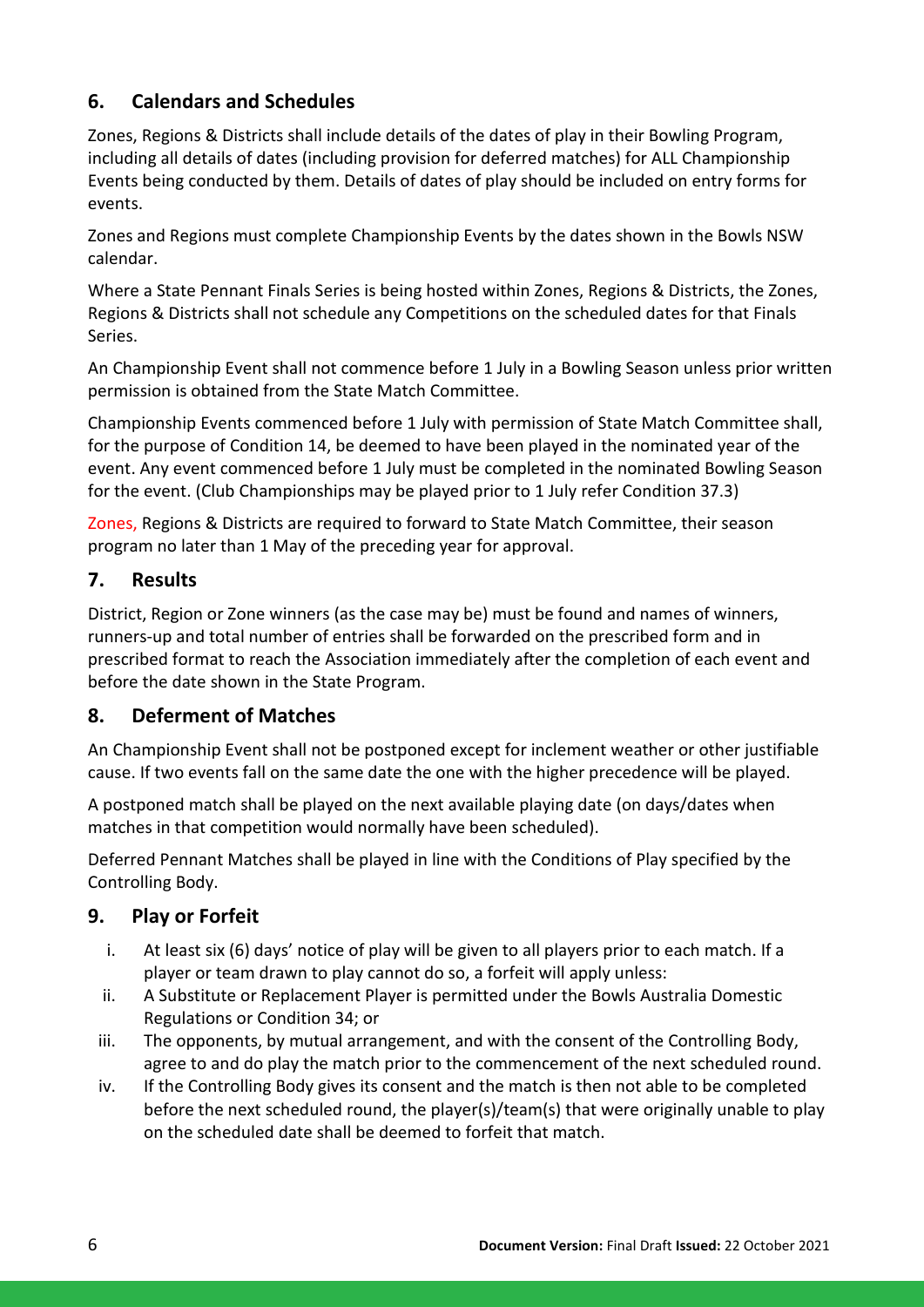## 6. Calendars and Schedules

Zones, Regions & Districts shall include details of the dates of play in their Bowling Program, including all details of dates (including provision for deferred matches) for ALL Championship Events being conducted by them. Details of dates of play should be included on entry forms for events.

Zones and Regions must complete Championship Events by the dates shown in the Bowls NSW calendar.

Where a State Pennant Finals Series is being hosted within Zones, Regions & Districts, the Zones, Regions & Districts shall not schedule any Competitions on the scheduled dates for that Finals Series.

An Championship Event shall not commence before 1 July in a Bowling Season unless prior written permission is obtained from the State Match Committee.

Championship Events commenced before 1 July with permission of State Match Committee shall, for the purpose of Condition 14, be deemed to have been played in the nominated year of the event. Any event commenced before 1 July must be completed in the nominated Bowling Season for the event. (Club Championships may be played prior to 1 July refer Condition 37.3)

Zones, Regions & Districts are required to forward to State Match Committee, their season program no later than 1 May of the preceding year for approval.

## 7. Results

District, Region or Zone winners (as the case may be) must be found and names of winners, runners-up and total number of entries shall be forwarded on the prescribed form and in prescribed format to reach the Association immediately after the completion of each event and before the date shown in the State Program.

## 8. Deferment of Matches

An Championship Event shall not be postponed except for inclement weather or other justifiable cause. If two events fall on the same date the one with the higher precedence will be played.

A postponed match shall be played on the next available playing date (on days/dates when matches in that competition would normally have been scheduled).

Deferred Pennant Matches shall be played in line with the Conditions of Play specified by the Controlling Body.

## 9. Play or Forfeit

i. At least six (6) days' notice of play will be given to all players prior to each match. If a player or team drawn to play cannot do so, a forfeit will apply unless:

ii. A Substitute or Replacement Player is permitted under the Bowls Australia Domestic Regulations or Condition 34; or

iii. The opponents, by mutual arrangement, and with the consent of the Controlling Body, agree to and do play the match prior to the commencement of the next scheduled round.

iv. If the Controlling Body gives its consent and the match is then not able to be completed before the next scheduled round, the player(s)/team(s) that were originally unable to play on the scheduled date shall be deemed to forfeit that match.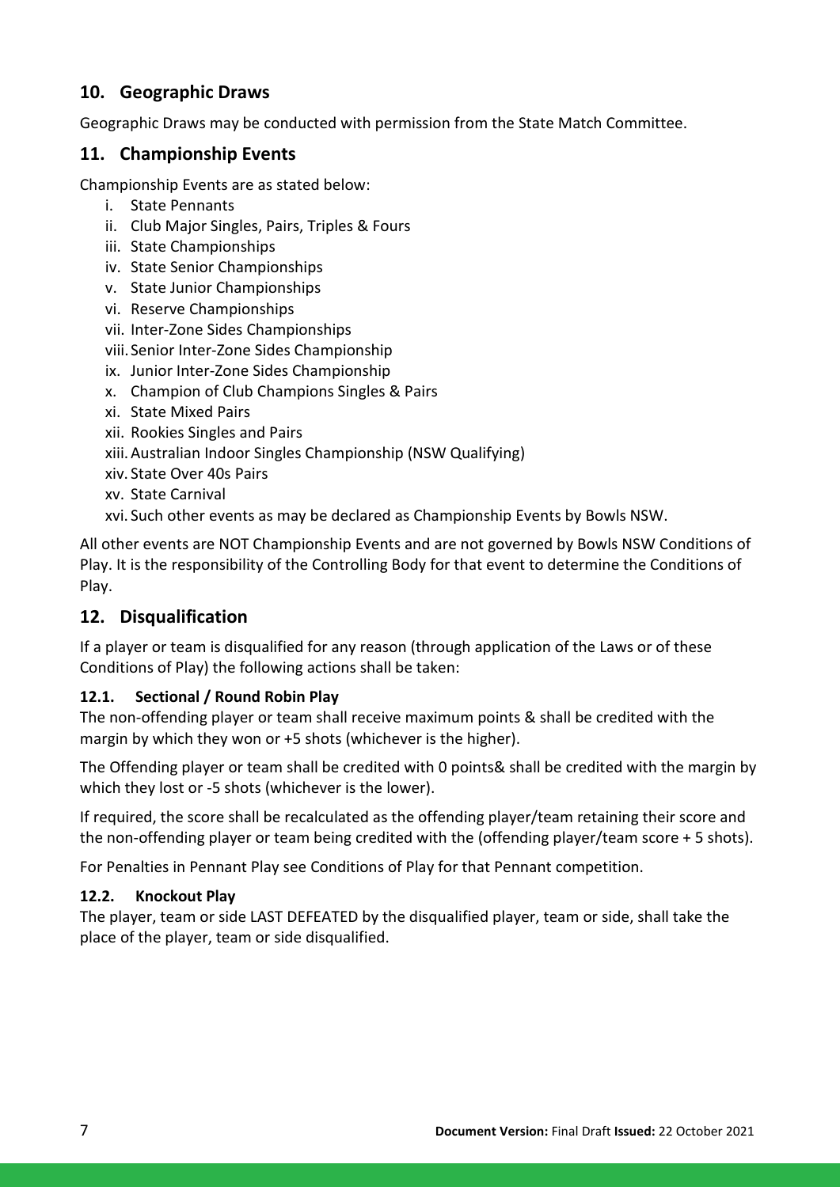## 10. Geographic Draws

Geographic Draws may be conducted with permission from the State Match Committee.

## 11. Championship Events

Championship Events are as stated below:

i. State Pennants
ii. Club Major Singles, Pairs, Triples & Fours
iii. State Championships
iv. State Senior Championships
v. State Junior Championships
vi. Reserve Championships
vii. Inter-Zone Sides Championships
viii. Senior Inter-Zone Sides Championship
ix. Junior Inter-Zone Sides Championship
x. Champion of Club Champions Singles & Pairs
xi. State Mixed Pairs
xii. Rookies Singles and Pairs
xiii. Australian Indoor Singles Championship (NSW Qualifying)
xiv. State Over 40s Pairs
xv. State Carnival
xvi. Such other events as may be declared as Championship Events by Bowls NSW.

All other events are NOT Championship Events and are not governed by Bowls NSW Conditions of Play. It is the responsibility of the Controlling Body for that event to determine the Conditions of Play.

## 12. Disqualification

If a player or team is disqualified for any reason (through application of the Laws or of these Conditions of Play) the following actions shall be taken:

### 12.1. Sectional / Round Robin Play

The non-offending player or team shall receive maximum points & shall be credited with the margin by which they won or +5 shots (whichever is the higher).

The Offending player or team shall be credited with 0 points& shall be credited with the margin by which they lost or -5 shots (whichever is the lower).

If required, the score shall be recalculated as the offending player/team retaining their score and the non-offending player or team being credited with the (offending player/team score + 5 shots).

For Penalties in Pennant Play see Conditions of Play for that Pennant competition.

### 12.2. Knockout Play

The player, team or side LAST DEFEATED by the disqualified player, team or side, shall take the place of the player, team or side disqualified.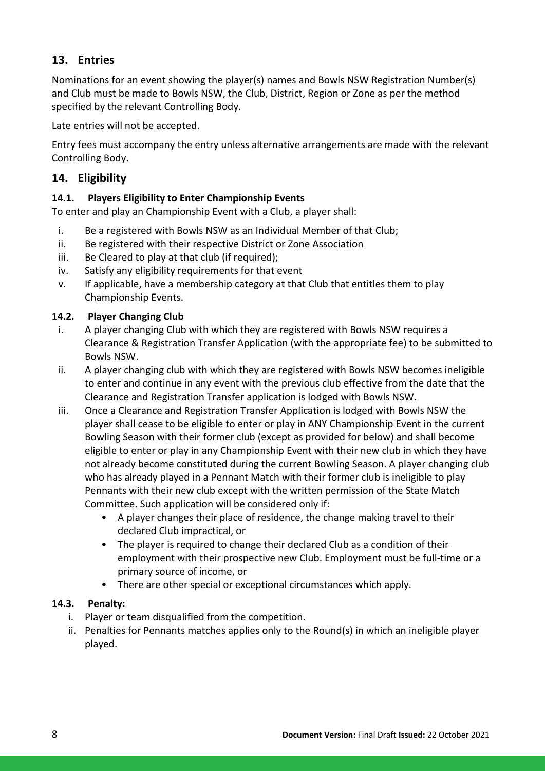## 13. Entries

Nominations for an event showing the player(s) names and Bowls NSW Registration Number(s) and Club must be made to Bowls NSW, the Club, District, Region or Zone as per the method specified by the relevant Controlling Body.

Late entries will not be accepted.

Entry fees must accompany the entry unless alternative arrangements are made with the relevant Controlling Body.

## 14. Eligibility

### 14.1. Players Eligibility to Enter Championship Events

To enter and play an Championship Event with a Club, a player shall:

i. Be a registered with Bowls NSW as an Individual Member of that Club;
ii. Be registered with their respective District or Zone Association
iii. Be Cleared to play at that club (if required);
iv. Satisfy any eligibility requirements for that event
v. If applicable, have a membership category at that Club that entitles them to play Championship Events.

### 14.2. Player Changing Club

i. A player changing Club with which they are registered with Bowls NSW requires a Clearance & Registration Transfer Application (with the appropriate fee) to be submitted to Bowls NSW.
ii. A player changing club with which they are registered with Bowls NSW becomes ineligible to enter and continue in any event with the previous club effective from the date that the Clearance and Registration Transfer application is lodged with Bowls NSW.
iii. Once a Clearance and Registration Transfer Application is lodged with Bowls NSW the player shall cease to be eligible to enter or play in ANY Championship Event in the current Bowling Season with their former club (except as provided for below) and shall become eligible to enter or play in any Championship Event with their new club in which they have not already become constituted during the current Bowling Season. A player changing club who has already played in a Pennant Match with their former club is ineligible to play Pennants with their new club except with the written permission of the State Match Committee. Such application will be considered only if:
    - A player changes their place of residence, the change making travel to their declared Club impractical, or
    - The player is required to change their declared Club as a condition of their employment with their prospective new Club. Employment must be full-time or a primary source of income, or
    - There are other special or exceptional circumstances which apply.

### 14.3. Penalty:

i. Player or team disqualified from the competition.
ii. Penalties for Pennants matches applies only to the Round(s) in which an ineligible player played.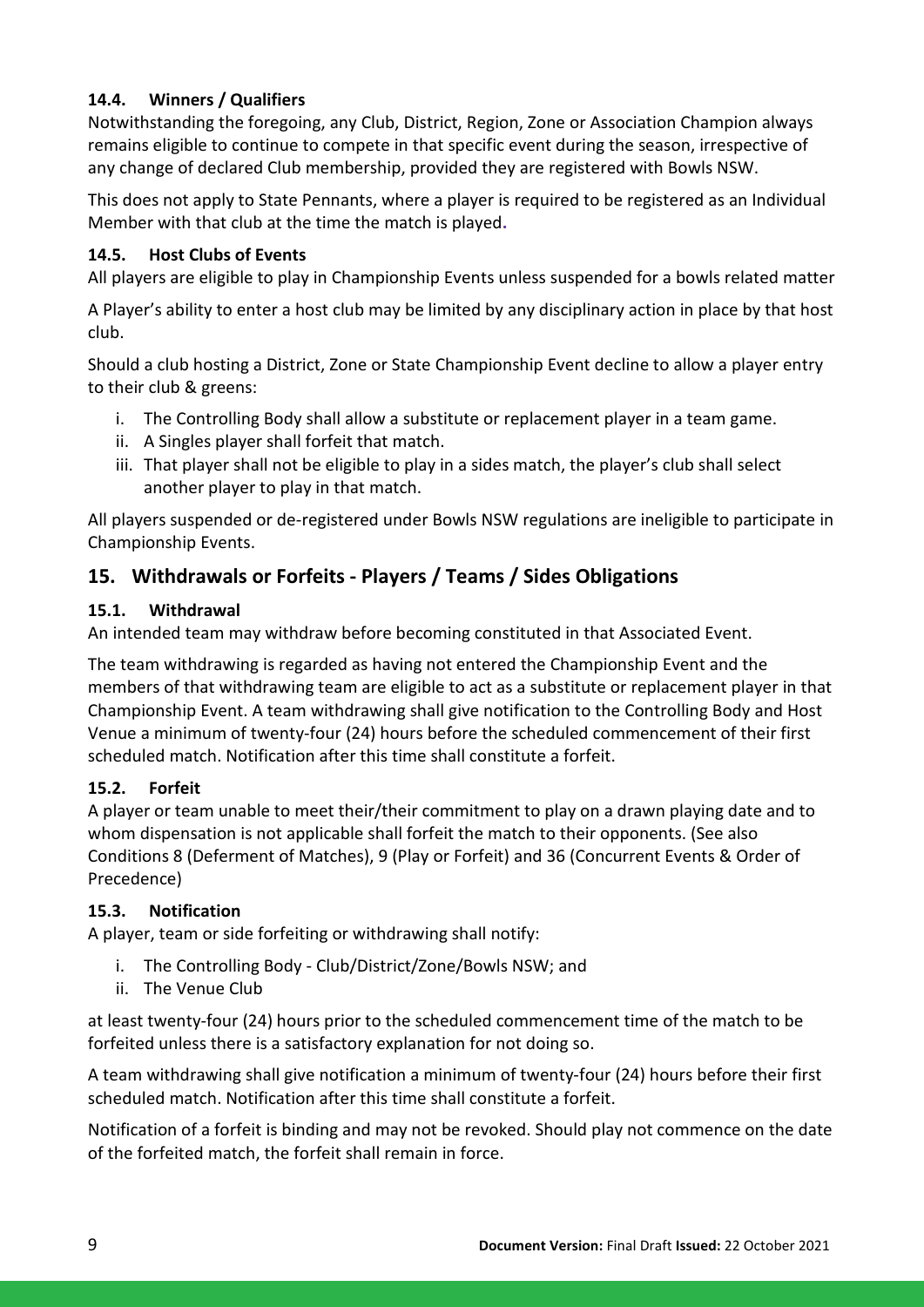### 14.4. Winners / Qualifiers

Notwithstanding the foregoing, any Club, District, Region, Zone or Association Champion always remains eligible to continue to compete in that specific event during the season, irrespective of any change of declared Club membership, provided they are registered with Bowls NSW.

This does not apply to State Pennants, where a player is required to be registered as an Individual Member with that club at the time the match is played.

### 14.5. Host Clubs of Events

All players are eligible to play in Championship Events unless suspended for a bowls related matter

A Player's ability to enter a host club may be limited by any disciplinary action in place by that host club.

Should a club hosting a District, Zone or State Championship Event decline to allow a player entry to their club & greens:

i. The Controlling Body shall allow a substitute or replacement player in a team game.
ii. A Singles player shall forfeit that match.
iii. That player shall not be eligible to play in a sides match, the player's club shall select another player to play in that match.

All players suspended or de-registered under Bowls NSW regulations are ineligible to participate in Championship Events.

## 15. Withdrawals or Forfeits - Players / Teams / Sides Obligations

### 15.1. Withdrawal

An intended team may withdraw before becoming constituted in that Associated Event.

The team withdrawing is regarded as having not entered the Championship Event and the members of that withdrawing team are eligible to act as a substitute or replacement player in that Championship Event. A team withdrawing shall give notification to the Controlling Body and Host Venue a minimum of twenty-four (24) hours before the scheduled commencement of their first scheduled match. Notification after this time shall constitute a forfeit.

### 15.2. Forfeit

A player or team unable to meet their/their commitment to play on a drawn playing date and to whom dispensation is not applicable shall forfeit the match to their opponents. (See also Conditions 8 (Deferment of Matches), 9 (Play or Forfeit) and 36 (Concurrent Events & Order of Precedence)

### 15.3. Notification

A player, team or side forfeiting or withdrawing shall notify:

i. The Controlling Body - Club/District/Zone/Bowls NSW; and
ii. The Venue Club

at least twenty-four (24) hours prior to the scheduled commencement time of the match to be forfeited unless there is a satisfactory explanation for not doing so.

A team withdrawing shall give notification a minimum of twenty-four (24) hours before their first scheduled match. Notification after this time shall constitute a forfeit.

Notification of a forfeit is binding and may not be revoked. Should play not commence on the date of the forfeited match, the forfeit shall remain in force.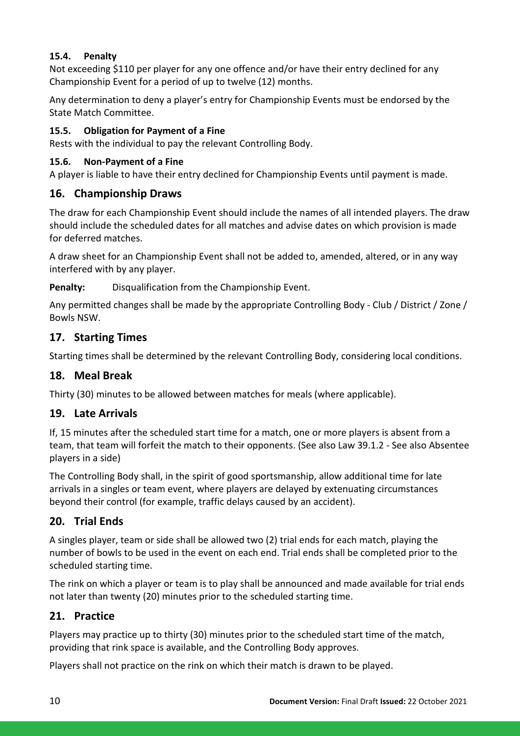### 15.4. Penalty

Not exceeding $110 per player for any one offence and/or have their entry declined for any Championship Event for a period of up to twelve (12) months.

Any determination to deny a player's entry for Championship Events must be endorsed by the State Match Committee.

### 15.5. Obligation for Payment of a Fine

Rests with the individual to pay the relevant Controlling Body.

### 15.6. Non-Payment of a Fine

A player is liable to have their entry declined for Championship Events until payment is made.

## 16. Championship Draws

The draw for each Championship Event should include the names of all intended players. The draw should include the scheduled dates for all matches and advise dates on which provision is made for deferred matches.

A draw sheet for an Championship Event shall not be added to, amended, altered, or in any way interfered with by any player.

**Penalty:** Disqualification from the Championship Event.

Any permitted changes shall be made by the appropriate Controlling Body - Club / District / Zone / Bowls NSW.

## 17. Starting Times

Starting times shall be determined by the relevant Controlling Body, considering local conditions.

## 18. Meal Break

Thirty (30) minutes to be allowed between matches for meals (where applicable).

## 19. Late Arrivals

If, 15 minutes after the scheduled start time for a match, one or more players is absent from a team, that team will forfeit the match to their opponents. (See also Law 39.1.2 - See also Absentee players in a side)

The Controlling Body shall, in the spirit of good sportsmanship, allow additional time for late arrivals in a singles or team event, where players are delayed by extenuating circumstances beyond their control (for example, traffic delays caused by an accident).

## 20. Trial Ends

A singles player, team or side shall be allowed two (2) trial ends for each match, playing the number of bowls to be used in the event on each end. Trial ends shall be completed prior to the scheduled starting time.

The rink on which a player or team is to play shall be announced and made available for trial ends not later than twenty (20) minutes prior to the scheduled starting time.

## 21. Practice

Players may practice up to thirty (30) minutes prior to the scheduled start time of the match, providing that rink space is available, and the Controlling Body approves.

Players shall not practice on the rink on which their match is drawn to be played.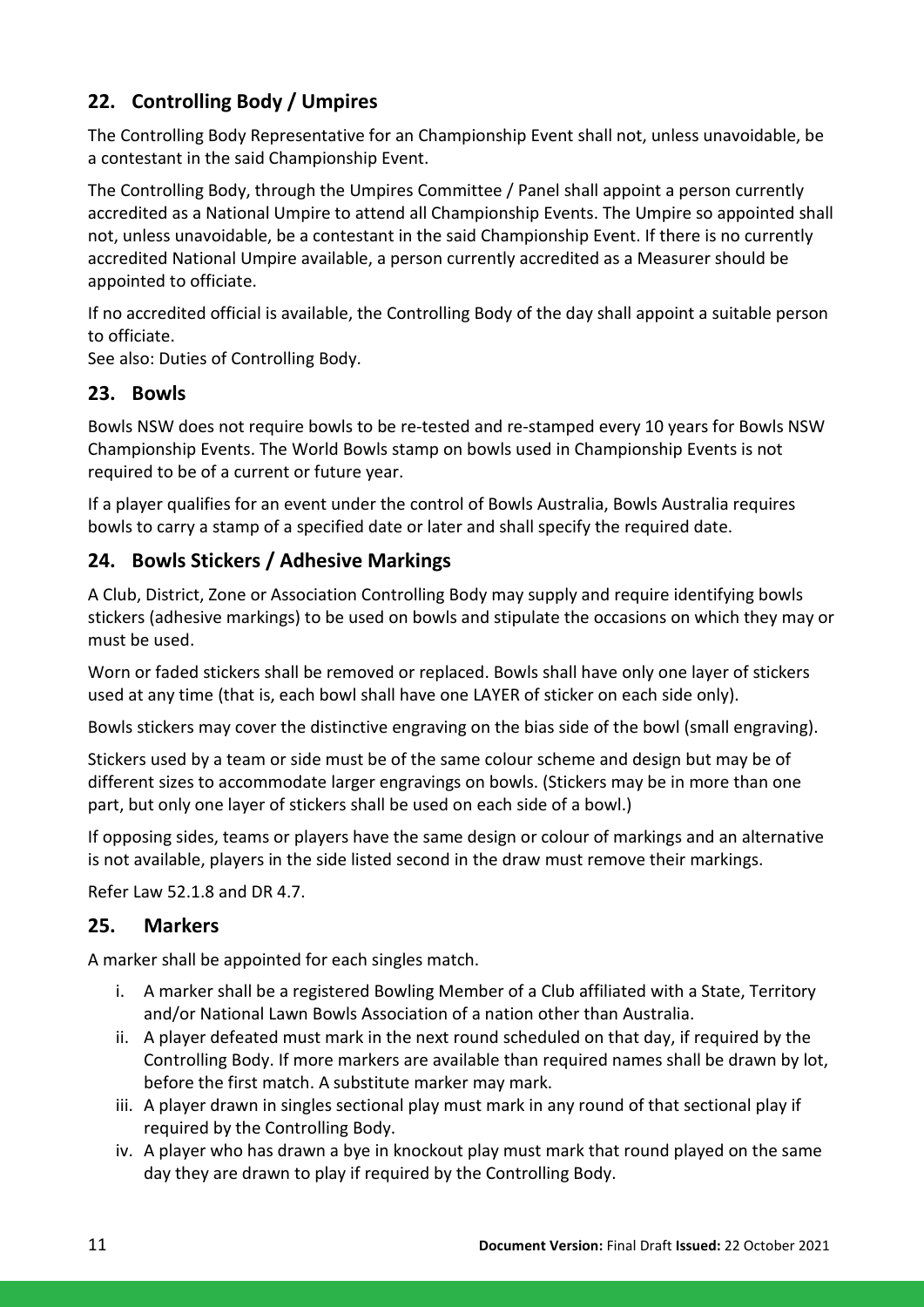## 22. Controlling Body / Umpires

The Controlling Body Representative for an Championship Event shall not, unless unavoidable, be a contestant in the said Championship Event.

The Controlling Body, through the Umpires Committee / Panel shall appoint a person currently accredited as a National Umpire to attend all Championship Events. The Umpire so appointed shall not, unless unavoidable, be a contestant in the said Championship Event. If there is no currently accredited National Umpire available, a person currently accredited as a Measurer should be appointed to officiate.

If no accredited official is available, the Controlling Body of the day shall appoint a suitable person to officiate.
See also: Duties of Controlling Body.

## 23. Bowls

Bowls NSW does not require bowls to be re-tested and re-stamped every 10 years for Bowls NSW Championship Events. The World Bowls stamp on bowls used in Championship Events is not required to be of a current or future year.

If a player qualifies for an event under the control of Bowls Australia, Bowls Australia requires bowls to carry a stamp of a specified date or later and shall specify the required date.

## 24. Bowls Stickers / Adhesive Markings

A Club, District, Zone or Association Controlling Body may supply and require identifying bowls stickers (adhesive markings) to be used on bowls and stipulate the occasions on which they may or must be used.

Worn or faded stickers shall be removed or replaced. Bowls shall have only one layer of stickers used at any time (that is, each bowl shall have one LAYER of sticker on each side only).

Bowls stickers may cover the distinctive engraving on the bias side of the bowl (small engraving).

Stickers used by a team or side must be of the same colour scheme and design but may be of different sizes to accommodate larger engravings on bowls. (Stickers may be in more than one part, but only one layer of stickers shall be used on each side of a bowl.)

If opposing sides, teams or players have the same design or colour of markings and an alternative is not available, players in the side listed second in the draw must remove their markings.

Refer Law 52.1.8 and DR 4.7.

## 25. Markers

A marker shall be appointed for each singles match.

i. A marker shall be a registered Bowling Member of a Club affiliated with a State, Territory and/or National Lawn Bowls Association of a nation other than Australia.
ii. A player defeated must mark in the next round scheduled on that day, if required by the Controlling Body. If more markers are available than required names shall be drawn by lot, before the first match. A substitute marker may mark.
iii. A player drawn in singles sectional play must mark in any round of that sectional play if required by the Controlling Body.
iv. A player who has drawn a bye in knockout play must mark that round played on the same day they are drawn to play if required by the Controlling Body.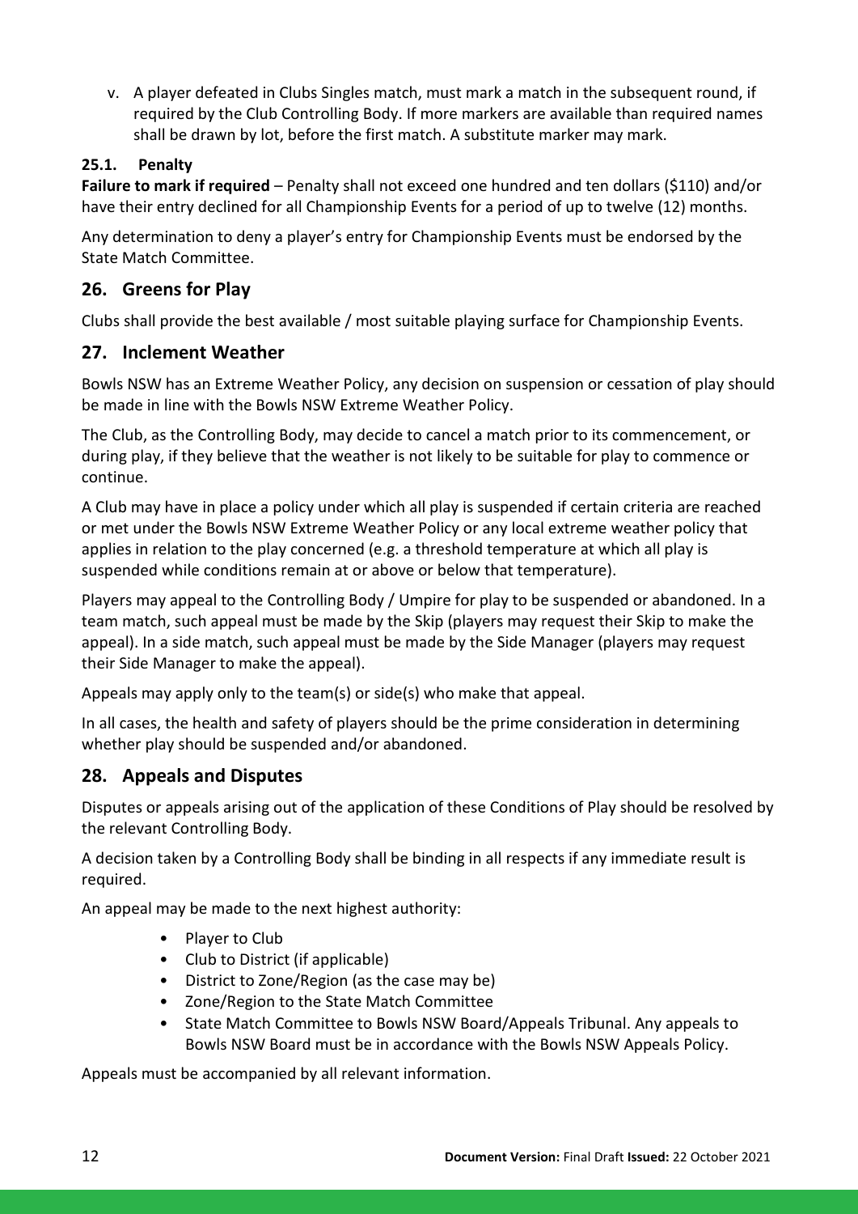v. A player defeated in Clubs Singles match, must mark a match in the subsequent round, if required by the Club Controlling Body. If more markers are available than required names shall be drawn by lot, before the first match. A substitute marker may mark.

### 25.1. Penalty

**Failure to mark if required** – Penalty shall not exceed one hundred and ten dollars ($110) and/or have their entry declined for all Championship Events for a period of up to twelve (12) months.

Any determination to deny a player's entry for Championship Events must be endorsed by the State Match Committee.

## 26. Greens for Play

Clubs shall provide the best available / most suitable playing surface for Championship Events.

## 27. Inclement Weather

Bowls NSW has an Extreme Weather Policy, any decision on suspension or cessation of play should be made in line with the Bowls NSW Extreme Weather Policy.

The Club, as the Controlling Body, may decide to cancel a match prior to its commencement, or during play, if they believe that the weather is not likely to be suitable for play to commence or continue.

A Club may have in place a policy under which all play is suspended if certain criteria are reached or met under the Bowls NSW Extreme Weather Policy or any local extreme weather policy that applies in relation to the play concerned (e.g. a threshold temperature at which all play is suspended while conditions remain at or above or below that temperature).

Players may appeal to the Controlling Body / Umpire for play to be suspended or abandoned. In a team match, such appeal must be made by the Skip (players may request their Skip to make the appeal). In a side match, such appeal must be made by the Side Manager (players may request their Side Manager to make the appeal).

Appeals may apply only to the team(s) or side(s) who make that appeal.

In all cases, the health and safety of players should be the prime consideration in determining whether play should be suspended and/or abandoned.

## 28. Appeals and Disputes

Disputes or appeals arising out of the application of these Conditions of Play should be resolved by the relevant Controlling Body.

A decision taken by a Controlling Body shall be binding in all respects if any immediate result is required.

An appeal may be made to the next highest authority:

- Player to Club
- Club to District (if applicable)
- District to Zone/Region (as the case may be)
- Zone/Region to the State Match Committee
- State Match Committee to Bowls NSW Board/Appeals Tribunal. Any appeals to Bowls NSW Board must be in accordance with the Bowls NSW Appeals Policy.

Appeals must be accompanied by all relevant information.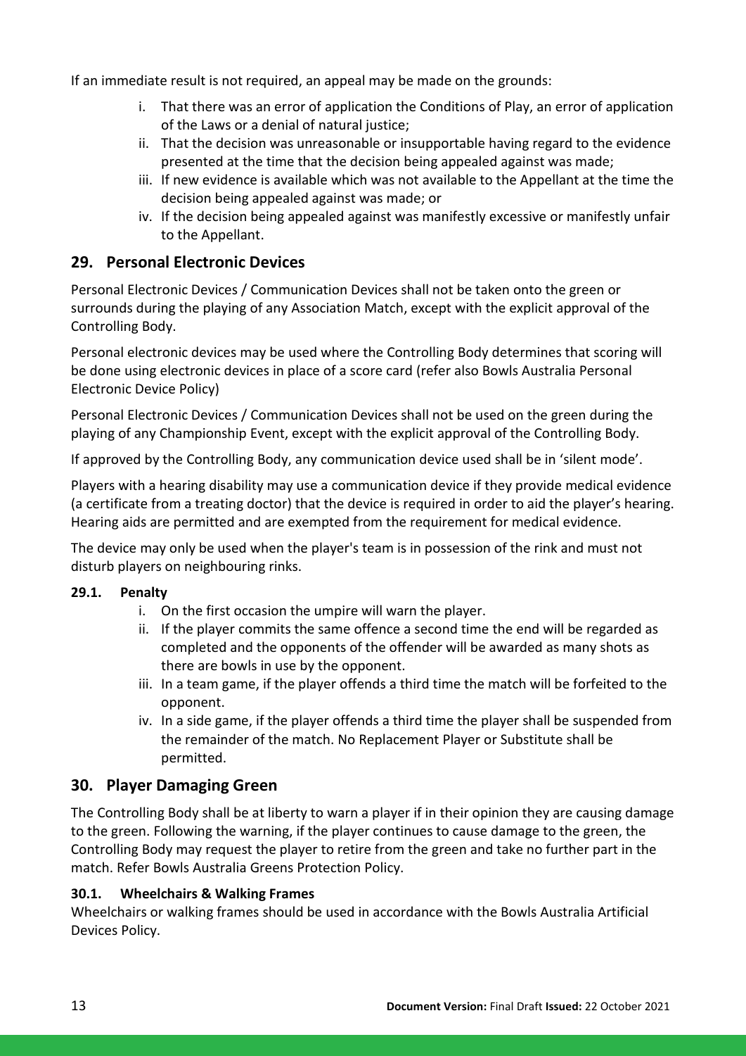If an immediate result is not required, an appeal may be made on the grounds:

i. That there was an error of application the Conditions of Play, an error of application of the Laws or a denial of natural justice;
ii. That the decision was unreasonable or insupportable having regard to the evidence presented at the time that the decision being appealed against was made;
iii. If new evidence is available which was not available to the Appellant at the time the decision being appealed against was made; or
iv. If the decision being appealed against was manifestly excessive or manifestly unfair to the Appellant.

## 29. Personal Electronic Devices

Personal Electronic Devices / Communication Devices shall not be taken onto the green or surrounds during the playing of any Association Match, except with the explicit approval of the Controlling Body.

Personal electronic devices may be used where the Controlling Body determines that scoring will be done using electronic devices in place of a score card (refer also Bowls Australia Personal Electronic Device Policy)

Personal Electronic Devices / Communication Devices shall not be used on the green during the playing of any Championship Event, except with the explicit approval of the Controlling Body.

If approved by the Controlling Body, any communication device used shall be in 'silent mode'.

Players with a hearing disability may use a communication device if they provide medical evidence (a certificate from a treating doctor) that the device is required in order to aid the player's hearing. Hearing aids are permitted and are exempted from the requirement for medical evidence.

The device may only be used when the player's team is in possession of the rink and must not disturb players on neighbouring rinks.

### 29.1. Penalty

i. On the first occasion the umpire will warn the player.
ii. If the player commits the same offence a second time the end will be regarded as completed and the opponents of the offender will be awarded as many shots as there are bowls in use by the opponent.
iii. In a team game, if the player offends a third time the match will be forfeited to the opponent.
iv. In a side game, if the player offends a third time the player shall be suspended from the remainder of the match. No Replacement Player or Substitute shall be permitted.

## 30. Player Damaging Green

The Controlling Body shall be at liberty to warn a player if in their opinion they are causing damage to the green. Following the warning, if the player continues to cause damage to the green, the Controlling Body may request the player to retire from the green and take no further part in the match. Refer Bowls Australia Greens Protection Policy.

### 30.1. Wheelchairs & Walking Frames

Wheelchairs or walking frames should be used in accordance with the Bowls Australia Artificial Devices Policy.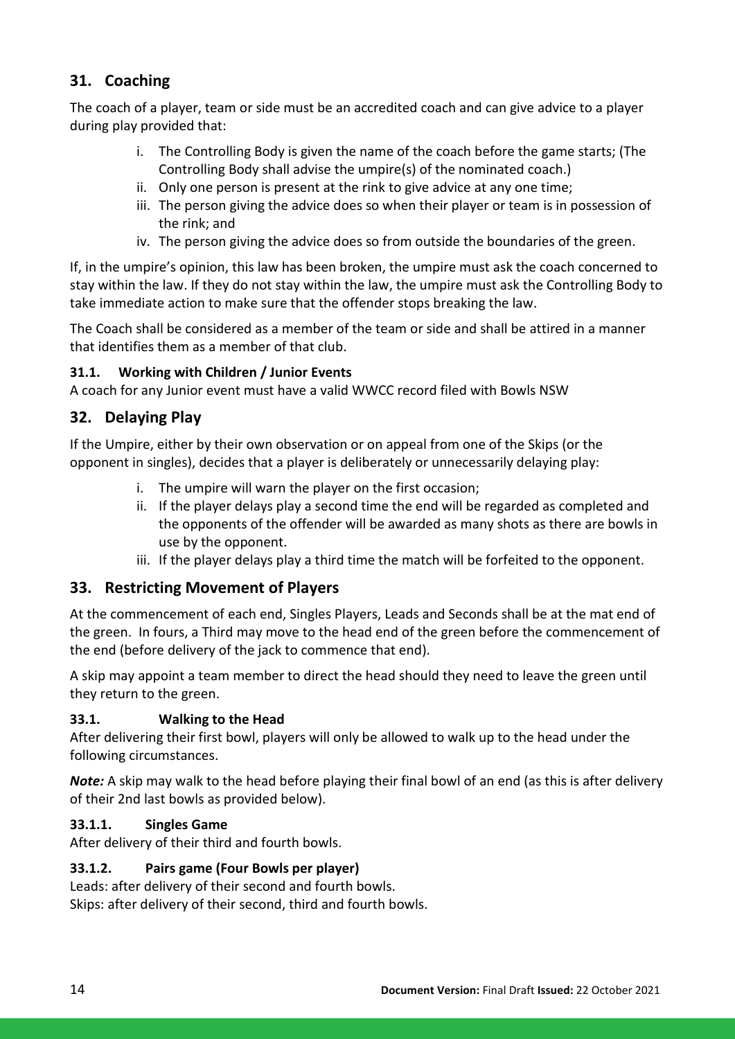## 31. Coaching

The coach of a player, team or side must be an accredited coach and can give advice to a player during play provided that:

i. The Controlling Body is given the name of the coach before the game starts; (The Controlling Body shall advise the umpire(s) of the nominated coach.)
ii. Only one person is present at the rink to give advice at any one time;
iii. The person giving the advice does so when their player or team is in possession of the rink; and
iv. The person giving the advice does so from outside the boundaries of the green.

If, in the umpire's opinion, this law has been broken, the umpire must ask the coach concerned to stay within the law. If they do not stay within the law, the umpire must ask the Controlling Body to take immediate action to make sure that the offender stops breaking the law.

The Coach shall be considered as a member of the team or side and shall be attired in a manner that identifies them as a member of that club.

### 31.1. Working with Children / Junior Events

A coach for any Junior event must have a valid WWCC record filed with Bowls NSW

## 32. Delaying Play

If the Umpire, either by their own observation or on appeal from one of the Skips (or the opponent in singles), decides that a player is deliberately or unnecessarily delaying play:

i. The umpire will warn the player on the first occasion;
ii. If the player delays play a second time the end will be regarded as completed and the opponents of the offender will be awarded as many shots as there are bowls in use by the opponent.
iii. If the player delays play a third time the match will be forfeited to the opponent.

## 33. Restricting Movement of Players

At the commencement of each end, Singles Players, Leads and Seconds shall be at the mat end of the green. In fours, a Third may move to the head end of the green before the commencement of the end (before delivery of the jack to commence that end).

A skip may appoint a team member to direct the head should they need to leave the green until they return to the green.

### 33.1. Walking to the Head

After delivering their first bowl, players will only be allowed to walk up to the head under the following circumstances.

***Note:*** A skip may walk to the head before playing their final bowl of an end (as this is after delivery of their 2nd last bowls as provided below).

#### 33.1.1. Singles Game

After delivery of their third and fourth bowls.

#### 33.1.2. Pairs game (Four Bowls per player)

Leads: after delivery of their second and fourth bowls.
Skips: after delivery of their second, third and fourth bowls.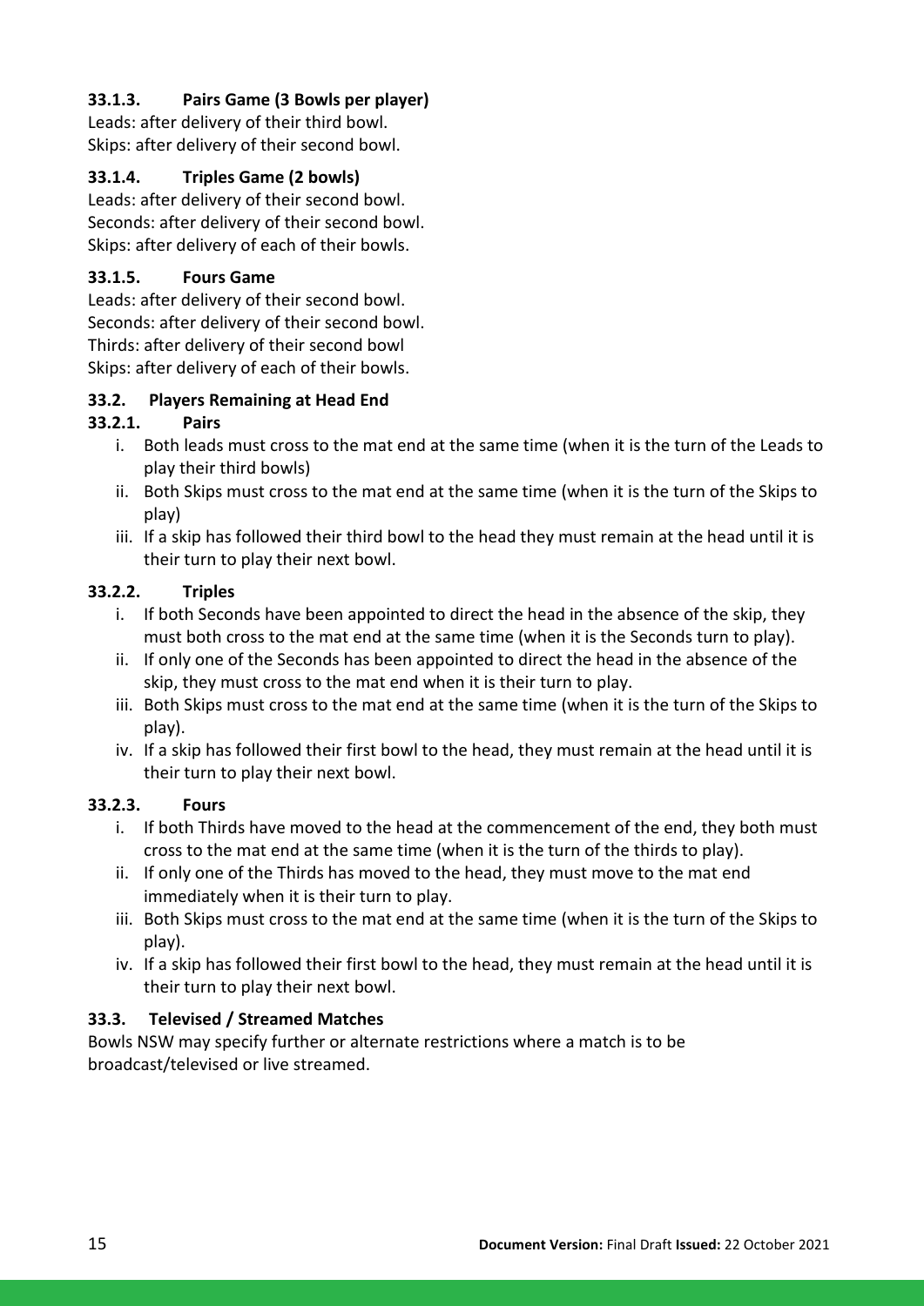#### 33.1.3. Pairs Game (3 Bowls per player)

Leads: after delivery of their third bowl.
Skips: after delivery of their second bowl.

#### 33.1.4. Triples Game (2 bowls)

Leads: after delivery of their second bowl.
Seconds: after delivery of their second bowl.
Skips: after delivery of each of their bowls.

#### 33.1.5. Fours Game

Leads: after delivery of their second bowl.
Seconds: after delivery of their second bowl.
Thirds: after delivery of their second bowl
Skips: after delivery of each of their bowls.

### 33.2. Players Remaining at Head End

#### 33.2.1. Pairs

i. Both leads must cross to the mat end at the same time (when it is the turn of the Leads to play their third bowls)
ii. Both Skips must cross to the mat end at the same time (when it is the turn of the Skips to play)
iii. If a skip has followed their third bowl to the head they must remain at the head until it is their turn to play their next bowl.

#### 33.2.2. Triples

i. If both Seconds have been appointed to direct the head in the absence of the skip, they must both cross to the mat end at the same time (when it is the Seconds turn to play).
ii. If only one of the Seconds has been appointed to direct the head in the absence of the skip, they must cross to the mat end when it is their turn to play.
iii. Both Skips must cross to the mat end at the same time (when it is the turn of the Skips to play).
iv. If a skip has followed their first bowl to the head, they must remain at the head until it is their turn to play their next bowl.

#### 33.2.3. Fours

i. If both Thirds have moved to the head at the commencement of the end, they both must cross to the mat end at the same time (when it is the turn of the thirds to play).
ii. If only one of the Thirds has moved to the head, they must move to the mat end immediately when it is their turn to play.
iii. Both Skips must cross to the mat end at the same time (when it is the turn of the Skips to play).
iv. If a skip has followed their first bowl to the head, they must remain at the head until it is their turn to play their next bowl.

### 33.3. Televised / Streamed Matches

Bowls NSW may specify further or alternate restrictions where a match is to be broadcast/televised or live streamed.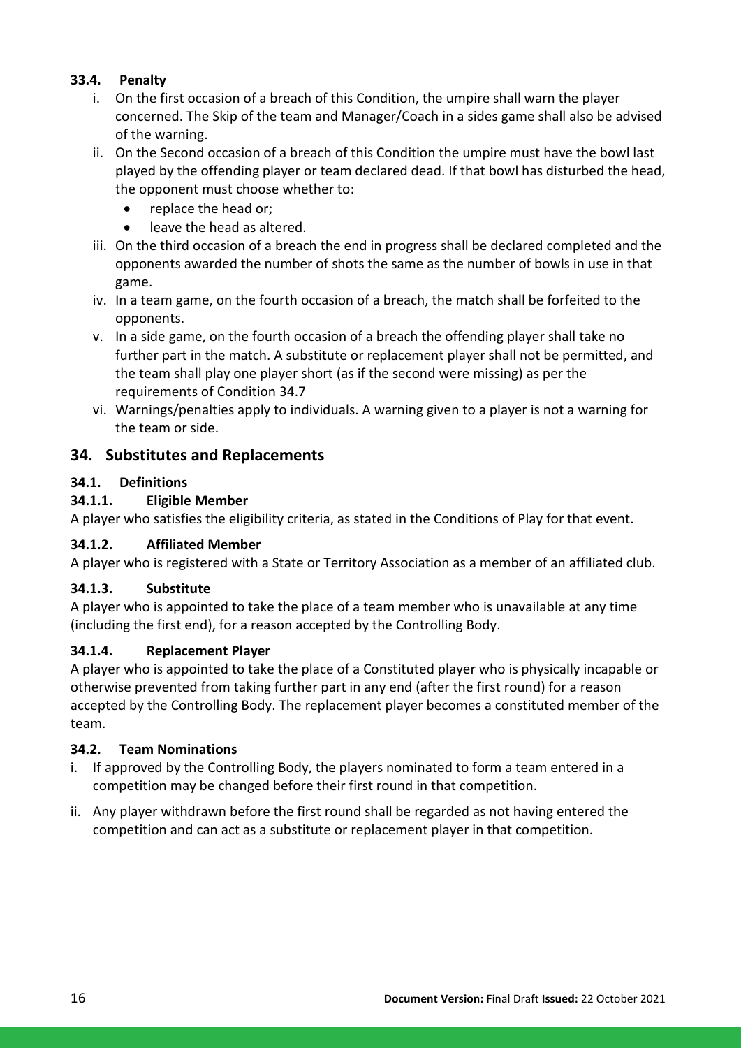### 33.4. Penalty

i. On the first occasion of a breach of this Condition, the umpire shall warn the player concerned. The Skip of the team and Manager/Coach in a sides game shall also be advised of the warning.

ii. On the Second occasion of a breach of this Condition the umpire must have the bowl last played by the offending player or team declared dead. If that bowl has disturbed the head, the opponent must choose whether to:
   - replace the head or;
   - leave the head as altered.

iii. On the third occasion of a breach the end in progress shall be declared completed and the opponents awarded the number of shots the same as the number of bowls in use in that game.

iv. In a team game, on the fourth occasion of a breach, the match shall be forfeited to the opponents.

v. In a side game, on the fourth occasion of a breach the offending player shall take no further part in the match. A substitute or replacement player shall not be permitted, and the team shall play one player short (as if the second were missing) as per the requirements of Condition 34.7

vi. Warnings/penalties apply to individuals. A warning given to a player is not a warning for the team or side.

## 34. Substitutes and Replacements

### 34.1. Definitions

#### 34.1.1. Eligible Member

A player who satisfies the eligibility criteria, as stated in the Conditions of Play for that event.

#### 34.1.2. Affiliated Member

A player who is registered with a State or Territory Association as a member of an affiliated club.

#### 34.1.3. Substitute

A player who is appointed to take the place of a team member who is unavailable at any time (including the first end), for a reason accepted by the Controlling Body.

#### 34.1.4. Replacement Player

A player who is appointed to take the place of a Constituted player who is physically incapable or otherwise prevented from taking further part in any end (after the first round) for a reason accepted by the Controlling Body. The replacement player becomes a constituted member of the team.

### 34.2. Team Nominations

i. If approved by the Controlling Body, the players nominated to form a team entered in a competition may be changed before their first round in that competition.

ii. Any player withdrawn before the first round shall be regarded as not having entered the competition and can act as a substitute or replacement player in that competition.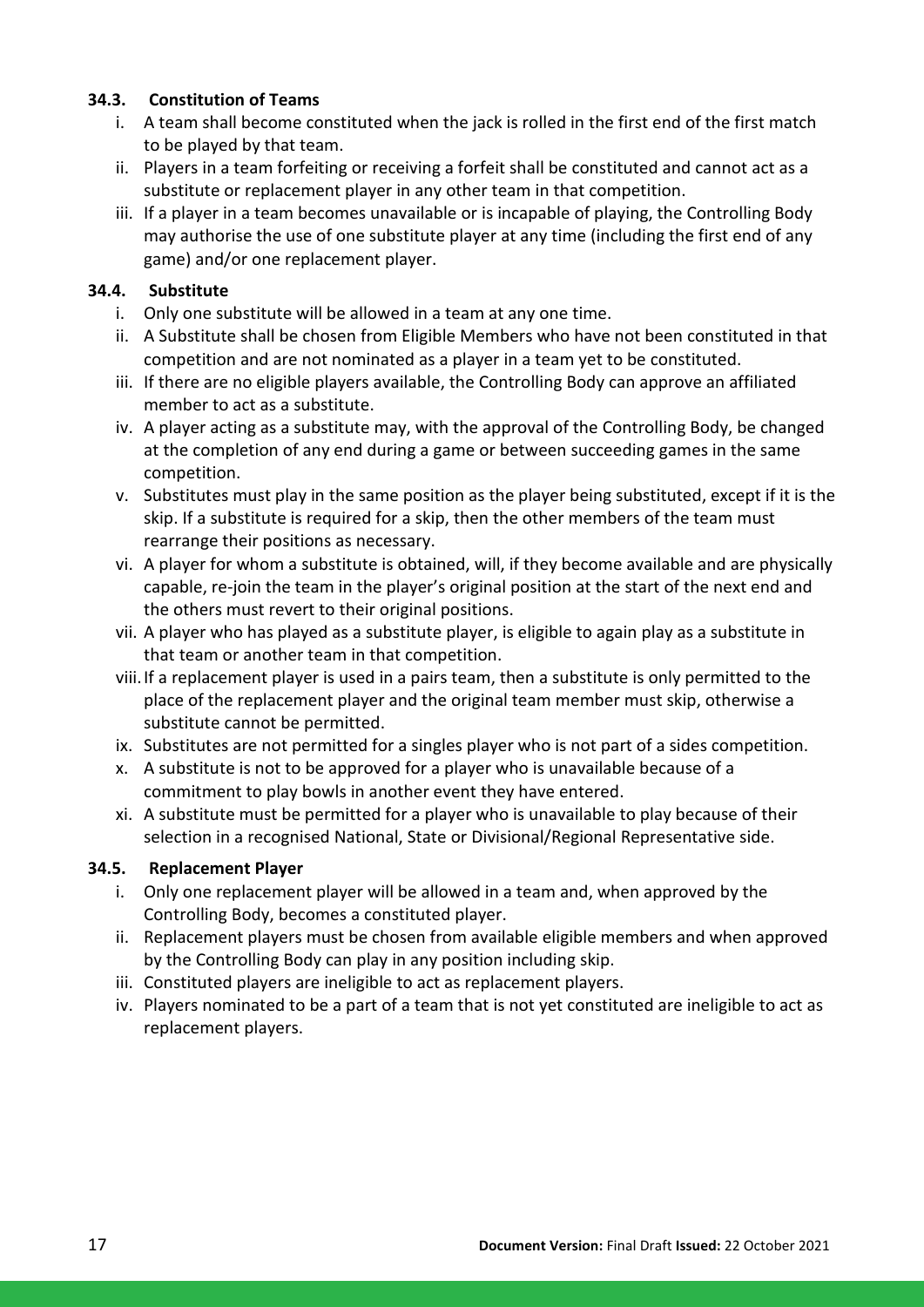### 34.3. Constitution of Teams

i. A team shall become constituted when the jack is rolled in the first end of the first match to be played by that team.
ii. Players in a team forfeiting or receiving a forfeit shall be constituted and cannot act as a substitute or replacement player in any other team in that competition.
iii. If a player in a team becomes unavailable or is incapable of playing, the Controlling Body may authorise the use of one substitute player at any time (including the first end of any game) and/or one replacement player.

### 34.4. Substitute

i. Only one substitute will be allowed in a team at any one time.
ii. A Substitute shall be chosen from Eligible Members who have not been constituted in that competition and are not nominated as a player in a team yet to be constituted.
iii. If there are no eligible players available, the Controlling Body can approve an affiliated member to act as a substitute.
iv. A player acting as a substitute may, with the approval of the Controlling Body, be changed at the completion of any end during a game or between succeeding games in the same competition.
v. Substitutes must play in the same position as the player being substituted, except if it is the skip. If a substitute is required for a skip, then the other members of the team must rearrange their positions as necessary.
vi. A player for whom a substitute is obtained, will, if they become available and are physically capable, re-join the team in the player's original position at the start of the next end and the others must revert to their original positions.
vii. A player who has played as a substitute player, is eligible to again play as a substitute in that team or another team in that competition.
viii. If a replacement player is used in a pairs team, then a substitute is only permitted to the place of the replacement player and the original team member must skip, otherwise a substitute cannot be permitted.
ix. Substitutes are not permitted for a singles player who is not part of a sides competition.
x. A substitute is not to be approved for a player who is unavailable because of a commitment to play bowls in another event they have entered.
xi. A substitute must be permitted for a player who is unavailable to play because of their selection in a recognised National, State or Divisional/Regional Representative side.

### 34.5. Replacement Player

i. Only one replacement player will be allowed in a team and, when approved by the Controlling Body, becomes a constituted player.
ii. Replacement players must be chosen from available eligible members and when approved by the Controlling Body can play in any position including skip.
iii. Constituted players are ineligible to act as replacement players.
iv. Players nominated to be a part of a team that is not yet constituted are ineligible to act as replacement players.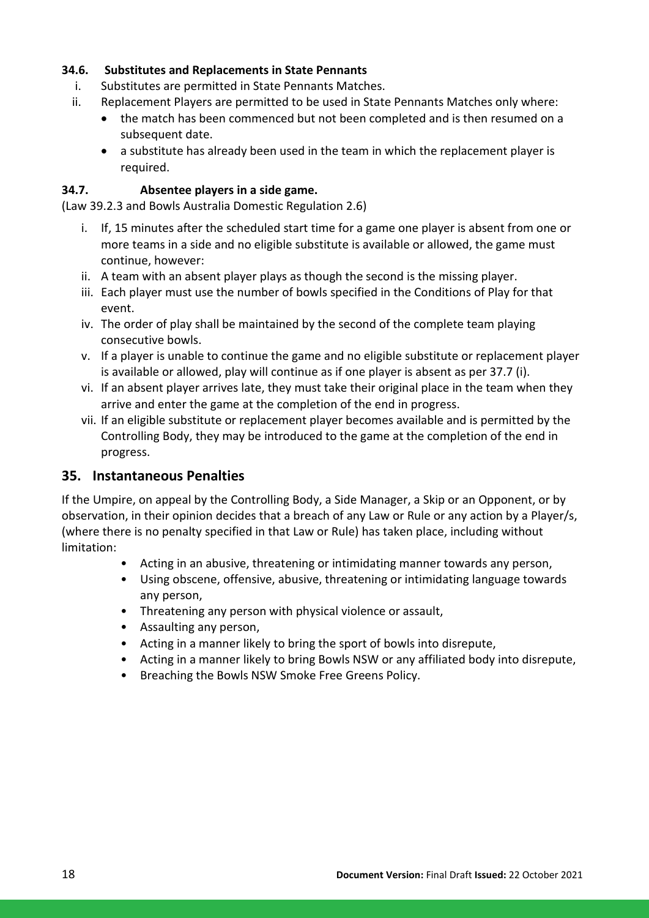### 34.6. Substitutes and Replacements in State Pennants

i. Substitutes are permitted in State Pennants Matches.
ii. Replacement Players are permitted to be used in State Pennants Matches only where:
    - the match has been commenced but not been completed and is then resumed on a subsequent date.
    - a substitute has already been used in the team in which the replacement player is required.

### 34.7. Absentee players in a side game.

(Law 39.2.3 and Bowls Australia Domestic Regulation 2.6)

i. If, 15 minutes after the scheduled start time for a game one player is absent from one or more teams in a side and no eligible substitute is available or allowed, the game must continue, however:
ii. A team with an absent player plays as though the second is the missing player.
iii. Each player must use the number of bowls specified in the Conditions of Play for that event.
iv. The order of play shall be maintained by the second of the complete team playing consecutive bowls.
v. If a player is unable to continue the game and no eligible substitute or replacement player is available or allowed, play will continue as if one player is absent as per 37.7 (i).
vi. If an absent player arrives late, they must take their original place in the team when they arrive and enter the game at the completion of the end in progress.
vii. If an eligible substitute or replacement player becomes available and is permitted by the Controlling Body, they may be introduced to the game at the completion of the end in progress.

## 35. Instantaneous Penalties

If the Umpire, on appeal by the Controlling Body, a Side Manager, a Skip or an Opponent, or by observation, in their opinion decides that a breach of any Law or Rule or any action by a Player/s, (where there is no penalty specified in that Law or Rule) has taken place, including without limitation:

- Acting in an abusive, threatening or intimidating manner towards any person,
- Using obscene, offensive, abusive, threatening or intimidating language towards any person,
- Threatening any person with physical violence or assault,
- Assaulting any person,
- Acting in a manner likely to bring the sport of bowls into disrepute,
- Acting in a manner likely to bring Bowls NSW or any affiliated body into disrepute,
- Breaching the Bowls NSW Smoke Free Greens Policy.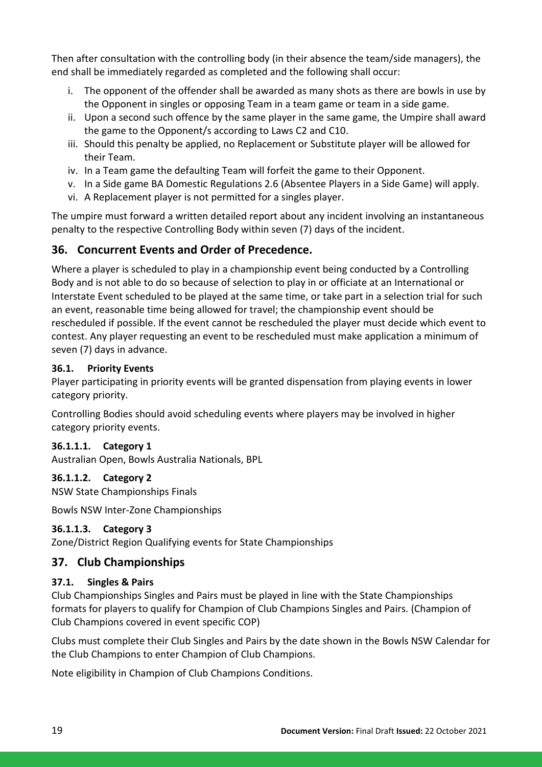Then after consultation with the controlling body (in their absence the team/side managers), the end shall be immediately regarded as completed and the following shall occur:

i. The opponent of the offender shall be awarded as many shots as there are bowls in use by the Opponent in singles or opposing Team in a team game or team in a side game.
ii. Upon a second such offence by the same player in the same game, the Umpire shall award the game to the Opponent/s according to Laws C2 and C10.
iii. Should this penalty be applied, no Replacement or Substitute player will be allowed for their Team.
iv. In a Team game the defaulting Team will forfeit the game to their Opponent.
v. In a Side game BA Domestic Regulations 2.6 (Absentee Players in a Side Game) will apply.
vi. A Replacement player is not permitted for a singles player.

The umpire must forward a written detailed report about any incident involving an instantaneous penalty to the respective Controlling Body within seven (7) days of the incident.

## 36. Concurrent Events and Order of Precedence.

Where a player is scheduled to play in a championship event being conducted by a Controlling Body and is not able to do so because of selection to play in or officiate at an International or Interstate Event scheduled to be played at the same time, or take part in a selection trial for such an event, reasonable time being allowed for travel; the championship event should be rescheduled if possible. If the event cannot be rescheduled the player must decide which event to contest. Any player requesting an event to be rescheduled must make application a minimum of seven (7) days in advance.

### 36.1. Priority Events

Player participating in priority events will be granted dispensation from playing events in lower category priority.

Controlling Bodies should avoid scheduling events where players may be involved in higher category priority events.

#### 36.1.1.1. Category 1

Australian Open, Bowls Australia Nationals, BPL

#### 36.1.1.2. Category 2

NSW State Championships Finals

Bowls NSW Inter-Zone Championships

#### 36.1.1.3. Category 3

Zone/District Region Qualifying events for State Championships

## 37. Club Championships

### 37.1. Singles & Pairs

Club Championships Singles and Pairs must be played in line with the State Championships formats for players to qualify for Champion of Club Champions Singles and Pairs. (Champion of Club Champions covered in event specific COP)

Clubs must complete their Club Singles and Pairs by the date shown in the Bowls NSW Calendar for the Club Champions to enter Champion of Club Champions.

Note eligibility in Champion of Club Champions Conditions.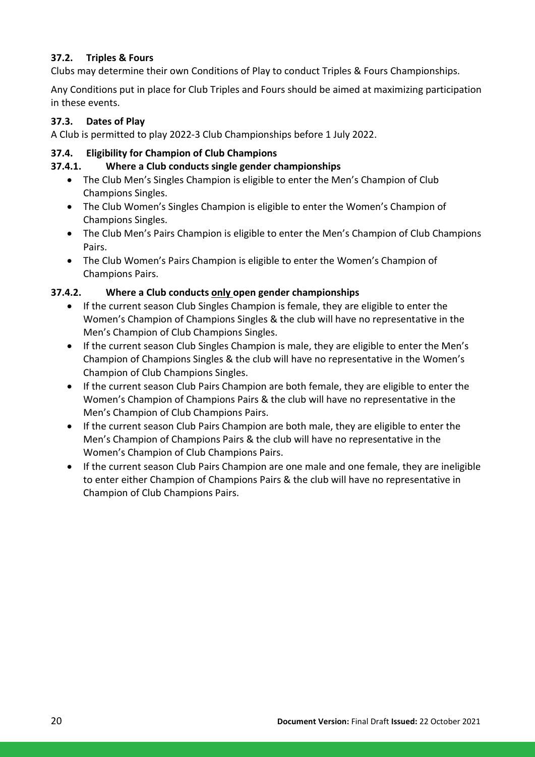### 37.2. Triples & Fours

Clubs may determine their own Conditions of Play to conduct Triples & Fours Championships.

Any Conditions put in place for Club Triples and Fours should be aimed at maximizing participation in these events.

### 37.3. Dates of Play

A Club is permitted to play 2022-3 Club Championships before 1 July 2022.

### 37.4. Eligibility for Champion of Club Champions

#### 37.4.1. Where a Club conducts single gender championships

- The Club Men's Singles Champion is eligible to enter the Men's Champion of Club Champions Singles.
- The Club Women's Singles Champion is eligible to enter the Women's Champion of Champions Singles.
- The Club Men's Pairs Champion is eligible to enter the Men's Champion of Club Champions Pairs.
- The Club Women's Pairs Champion is eligible to enter the Women's Champion of Champions Pairs.

#### 37.4.2. Where a Club conducts <u>only</u> open gender championships

- If the current season Club Singles Champion is female, they are eligible to enter the Women's Champion of Champions Singles & the club will have no representative in the Men's Champion of Club Champions Singles.
- If the current season Club Singles Champion is male, they are eligible to enter the Men's Champion of Champions Singles & the club will have no representative in the Women's Champion of Club Champions Singles.
- If the current season Club Pairs Champion are both female, they are eligible to enter the Women's Champion of Champions Pairs & the club will have no representative in the Men's Champion of Club Champions Pairs.
- If the current season Club Pairs Champion are both male, they are eligible to enter the Men's Champion of Champions Pairs & the club will have no representative in the Women's Champion of Club Champions Pairs.
- If the current season Club Pairs Champion are one male and one female, they are ineligible to enter either Champion of Champions Pairs & the club will have no representative in Champion of Club Champions Pairs.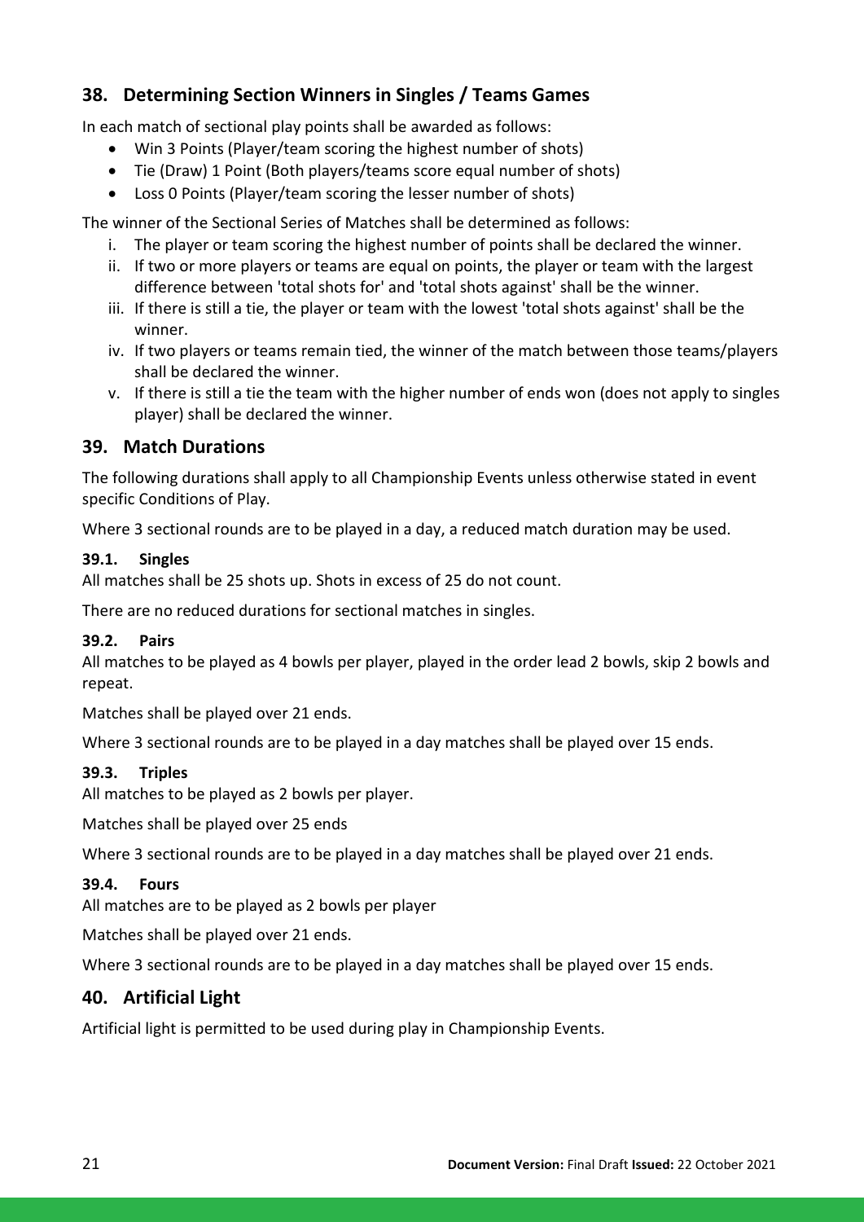## 38. Determining Section Winners in Singles / Teams Games

In each match of sectional play points shall be awarded as follows:

- Win 3 Points (Player/team scoring the highest number of shots)
- Tie (Draw) 1 Point (Both players/teams score equal number of shots)
- Loss 0 Points (Player/team scoring the lesser number of shots)

The winner of the Sectional Series of Matches shall be determined as follows:

i. The player or team scoring the highest number of points shall be declared the winner.
ii. If two or more players or teams are equal on points, the player or team with the largest difference between 'total shots for' and 'total shots against' shall be the winner.
iii. If there is still a tie, the player or team with the lowest 'total shots against' shall be the winner.
iv. If two players or teams remain tied, the winner of the match between those teams/players shall be declared the winner.
v. If there is still a tie the team with the higher number of ends won (does not apply to singles player) shall be declared the winner.

## 39. Match Durations

The following durations shall apply to all Championship Events unless otherwise stated in event specific Conditions of Play.

Where 3 sectional rounds are to be played in a day, a reduced match duration may be used.

### 39.1. Singles

All matches shall be 25 shots up. Shots in excess of 25 do not count.

There are no reduced durations for sectional matches in singles.

### 39.2. Pairs

All matches to be played as 4 bowls per player, played in the order lead 2 bowls, skip 2 bowls and repeat.

Matches shall be played over 21 ends.

Where 3 sectional rounds are to be played in a day matches shall be played over 15 ends.

### 39.3. Triples

All matches to be played as 2 bowls per player.

Matches shall be played over 25 ends

Where 3 sectional rounds are to be played in a day matches shall be played over 21 ends.

### 39.4. Fours

All matches are to be played as 2 bowls per player

Matches shall be played over 21 ends.

Where 3 sectional rounds are to be played in a day matches shall be played over 15 ends.

## 40. Artificial Light

Artificial light is permitted to be used during play in Championship Events.

**Document Version:** Final Draft **Issued:** 22 October 2021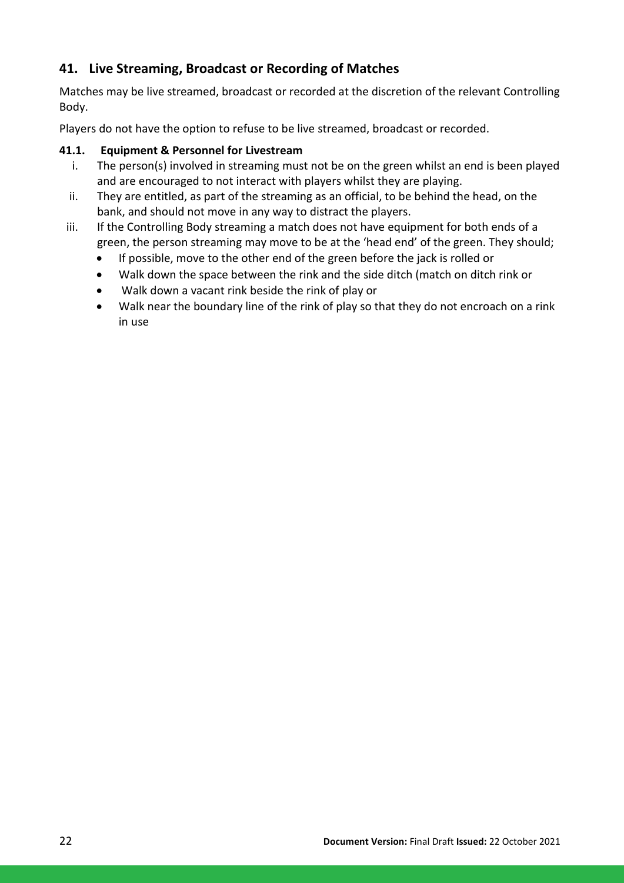## 41. Live Streaming, Broadcast or Recording of Matches

Matches may be live streamed, broadcast or recorded at the discretion of the relevant Controlling Body.

Players do not have the option to refuse to be live streamed, broadcast or recorded.

### 41.1. Equipment & Personnel for Livestream

i. The person(s) involved in streaming must not be on the green whilst an end is been played and are encouraged to not interact with players whilst they are playing.

ii. They are entitled, as part of the streaming as an official, to be behind the head, on the bank, and should not move in any way to distract the players.

iii. If the Controlling Body streaming a match does not have equipment for both ends of a green, the person streaming may move to be at the 'head end' of the green. They should;

- If possible, move to the other end of the green before the jack is rolled or
- Walk down the space between the rink and the side ditch (match on ditch rink or
- Walk down a vacant rink beside the rink of play or
- Walk near the boundary line of the rink of play so that they do not encroach on a rink in use

**Document Version:** Final Draft **Issued:** 22 October 2021